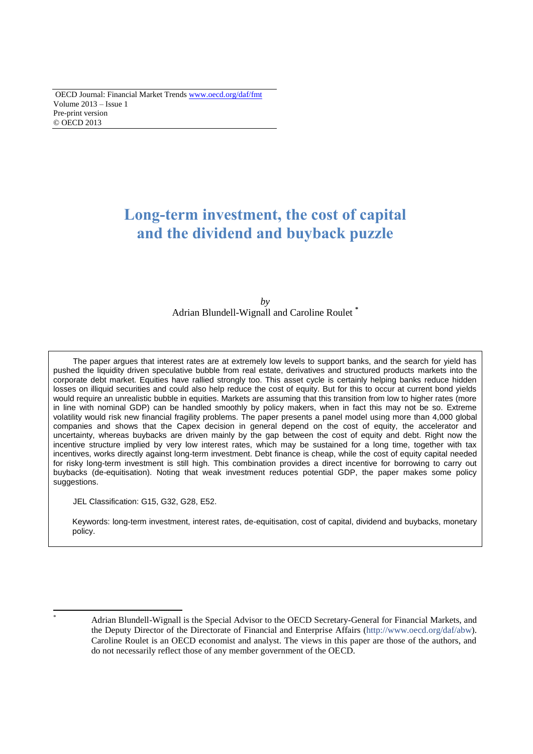OECD Journal: Financial Market Trends www.oecd.org/daf/fmt
Volume 2013 – Issue 1
Pre-print version
© OECD 2013

# Long-term investment, the cost of capital and the dividend and buyback puzzle

*by*
Adrian Blundell-Wignall and Caroline Roulet [*]

The paper argues that interest rates are at extremely low levels to support banks, and the search for yield has pushed the liquidity driven speculative bubble from real estate, derivatives and structured products markets into the corporate debt market. Equities have rallied strongly too. This asset cycle is certainly helping banks reduce hidden losses on illiquid securities and could also help reduce the cost of equity. But for this to occur at current bond yields would require an unrealistic bubble in equities. Markets are assuming that this transition from low to higher rates (more in line with nominal GDP) can be handled smoothly by policy makers, when in fact this may not be so. Extreme volatility would risk new financial fragility problems. The paper presents a panel model using more than 4,000 global companies and shows that the Capex decision in general depend on the cost of equity, the accelerator and uncertainty, whereas buybacks are driven mainly by the gap between the cost of equity and debt. Right now the incentive structure implied by very low interest rates, which may be sustained for a long time, together with tax incentives, works directly against long-term investment. Debt finance is cheap, while the cost of equity capital needed for risky long-term investment is still high. This combination provides a direct incentive for borrowing to carry out buybacks (de-equitisation). Noting that weak investment reduces potential GDP, the paper makes some policy suggestions.

JEL Classification: G15, G32, G28, E52.

Keywords: long-term investment, interest rates, de-equitisation, cost of capital, dividend and buybacks, monetary policy.

[*] Adrian Blundell-Wignall is the Special Advisor to the OECD Secretary-General for Financial Markets, and the Deputy Director of the Directorate of Financial and Enterprise Affairs (http://www.oecd.org/daf/abw). Caroline Roulet is an OECD economist and analyst. The views in this paper are those of the authors, and do not necessarily reflect those of any member government of the OECD.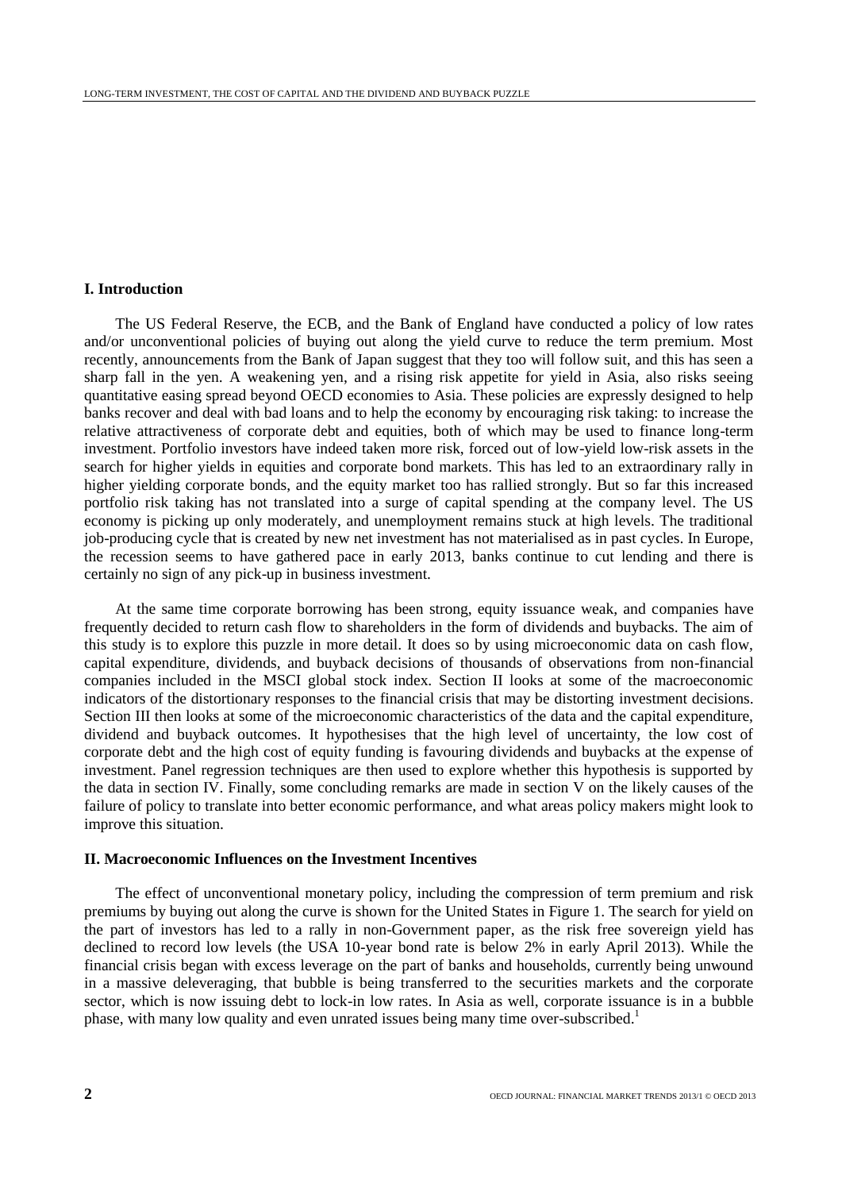## I. Introduction

The US Federal Reserve, the ECB, and the Bank of England have conducted a policy of low rates and/or unconventional policies of buying out along the yield curve to reduce the term premium. Most recently, announcements from the Bank of Japan suggest that they too will follow suit, and this has seen a sharp fall in the yen. A weakening yen, and a rising risk appetite for yield in Asia, also risks seeing quantitative easing spread beyond OECD economies to Asia. These policies are expressly designed to help banks recover and deal with bad loans and to help the economy by encouraging risk taking: to increase the relative attractiveness of corporate debt and equities, both of which may be used to finance long-term investment. Portfolio investors have indeed taken more risk, forced out of low-yield low-risk assets in the search for higher yields in equities and corporate bond markets. This has led to an extraordinary rally in higher yielding corporate bonds, and the equity market too has rallied strongly. But so far this increased portfolio risk taking has not translated into a surge of capital spending at the company level. The US economy is picking up only moderately, and unemployment remains stuck at high levels. The traditional job-producing cycle that is created by new net investment has not materialised as in past cycles. In Europe, the recession seems to have gathered pace in early 2013, banks continue to cut lending and there is certainly no sign of any pick-up in business investment.

At the same time corporate borrowing has been strong, equity issuance weak, and companies have frequently decided to return cash flow to shareholders in the form of dividends and buybacks. The aim of this study is to explore this puzzle in more detail. It does so by using microeconomic data on cash flow, capital expenditure, dividends, and buyback decisions of thousands of observations from non-financial companies included in the MSCI global stock index. Section II looks at some of the macroeconomic indicators of the distortionary responses to the financial crisis that may be distorting investment decisions. Section III then looks at some of the microeconomic characteristics of the data and the capital expenditure, dividend and buyback outcomes. It hypothesises that the high level of uncertainty, the low cost of corporate debt and the high cost of equity funding is favouring dividends and buybacks at the expense of investment. Panel regression techniques are then used to explore whether this hypothesis is supported by the data in section IV. Finally, some concluding remarks are made in section V on the likely causes of the failure of policy to translate into better economic performance, and what areas policy makers might look to improve this situation.

## II. Macroeconomic Influences on the Investment Incentives

The effect of unconventional monetary policy, including the compression of term premium and risk premiums by buying out along the curve is shown for the United States in Figure 1. The search for yield on the part of investors has led to a rally in non-Government paper, as the risk free sovereign yield has declined to record low levels (the USA 10-year bond rate is below 2% in early April 2013). While the financial crisis began with excess leverage on the part of banks and households, currently being unwound in a massive deleveraging, that bubble is being transferred to the securities markets and the corporate sector, which is now issuing debt to lock-in low rates. In Asia as well, corporate issuance is in a bubble phase, with many low quality and even unrated issues being many time over-subscribed.[1]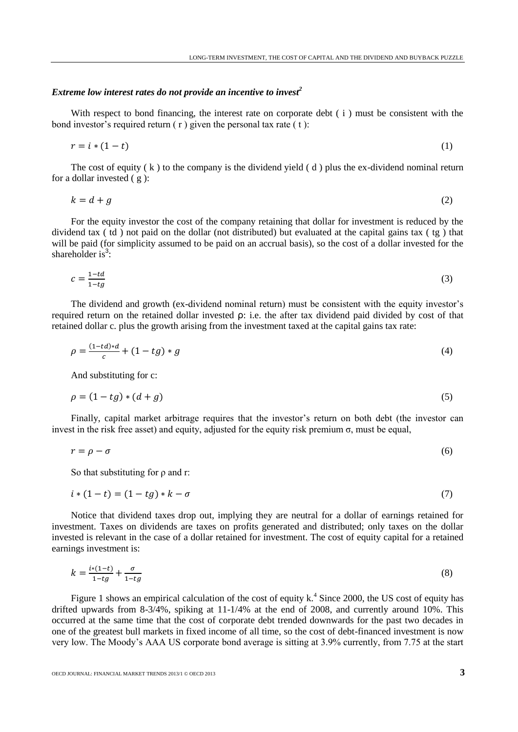### *Extreme low interest rates do not provide an incentive to invest*[2]

With respect to bond financing, the interest rate on corporate debt ( i ) must be consistent with the bond investor's required return ( r ) given the personal tax rate ( t ):

$$r = i * (1 - t) \tag{1}$$

The cost of equity ( k ) to the company is the dividend yield ( d ) plus the ex-dividend nominal return for a dollar invested ( g ):

$$k = d + g \tag{2}$$

For the equity investor the cost of the company retaining that dollar for investment is reduced by the dividend tax ( td ) not paid on the dollar (not distributed) but evaluated at the capital gains tax ( tg ) that will be paid (for simplicity assumed to be paid on an accrual basis), so the cost of a dollar invested for the shareholder is[3]:

$$c = \frac{1-td}{1-tg} \tag{3}$$

The dividend and growth (ex-dividend nominal return) must be consistent with the equity investor's required return on the retained dollar invested ρ: i.e. the after tax dividend paid divided by cost of that retained dollar c. plus the growth arising from the investment taxed at the capital gains tax rate:

$$\rho = \frac{(1-td)*d}{c} + (1-tg)*g \tag{4}$$

And substituting for c:

$$\rho = (1-tg)*(d+g) \tag{5}$$

Finally, capital market arbitrage requires that the investor's return on both debt (the investor can invest in the risk free asset) and equity, adjusted for the equity risk premium σ, must be equal,

$$r = \rho - \sigma \tag{6}$$

So that substituting for ρ and r:

$$i*(1-t) = (1-tg)*k - \sigma \tag{7}$$

Notice that dividend taxes drop out, implying they are neutral for a dollar of earnings retained for investment. Taxes on dividends are taxes on profits generated and distributed; only taxes on the dollar invested is relevant in the case of a dollar retained for investment. The cost of equity capital for a retained earnings investment is:

$$k = \frac{i*(1-t)}{1-tg} + \frac{\sigma}{1-tg} \tag{8}$$

Figure 1 shows an empirical calculation of the cost of equity k.[4] Since 2000, the US cost of equity has drifted upwards from 8-3/4%, spiking at 11-1/4% at the end of 2008, and currently around 10%. This occurred at the same time that the cost of corporate debt trended downwards for the past two decades in one of the greatest bull markets in fixed income of all time, so the cost of debt-financed investment is now very low. The Moody's AAA US corporate bond average is sitting at 3.9% currently, from 7.75 at the start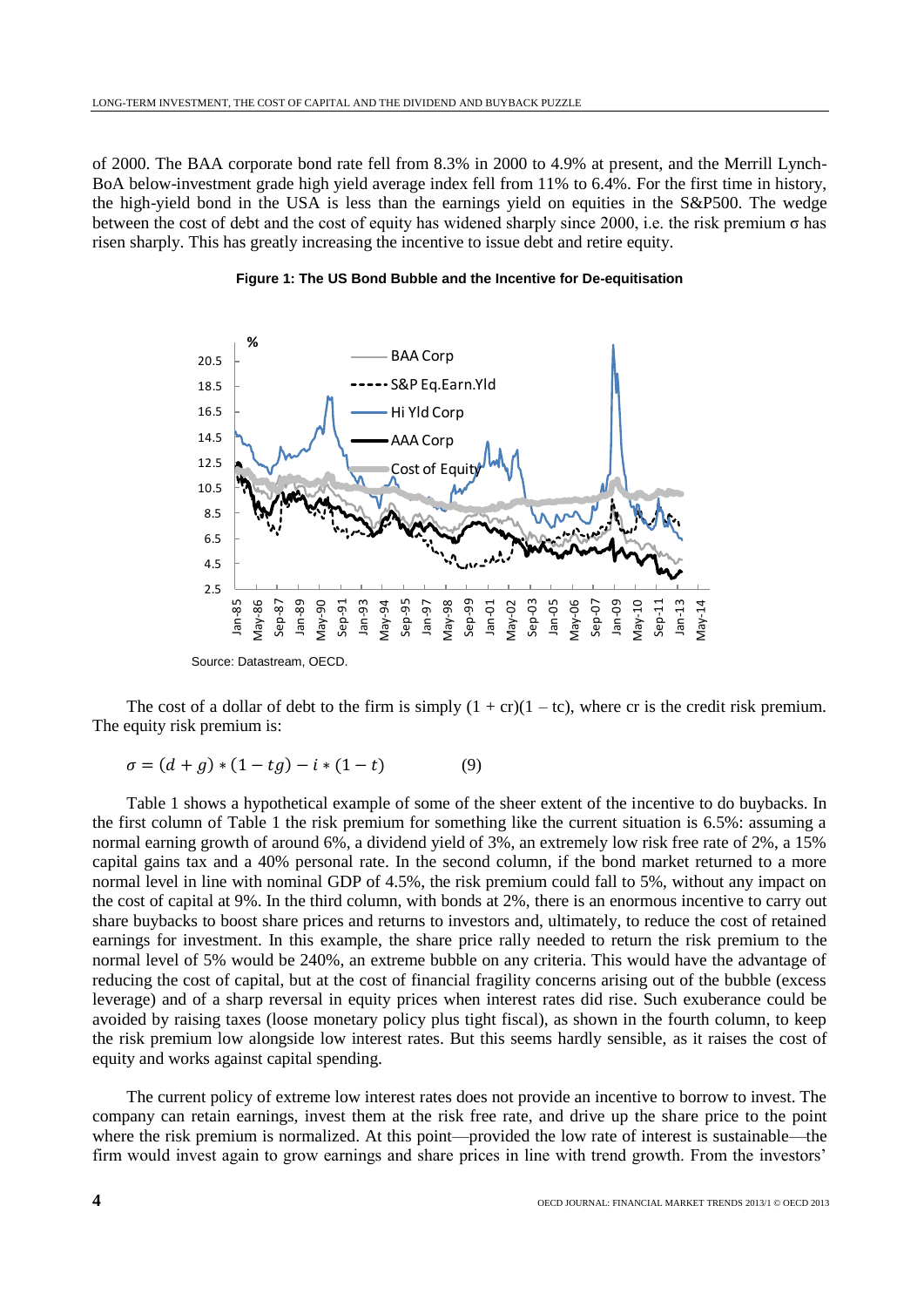of 2000. The BAA corporate bond rate fell from 8.3% in 2000 to 4.9% at present, and the Merrill Lynch-BoA below-investment grade high yield average index fell from 11% to 6.4%. For the first time in history, the high-yield bond in the USA is less than the earnings yield on equities in the S&P500. The wedge between the cost of debt and the cost of equity has widened sharply since 2000, i.e. the risk premium σ has risen sharply. This has greatly increasing the incentive to issue debt and retire equity.

**Figure 1: The US Bond Bubble and the Incentive for De-equitisation**

Source: Datastream, OECD.

The cost of a dollar of debt to the firm is simply (1 + cr)(1 – tc), where cr is the credit risk premium. The equity risk premium is:

$$\sigma = (d + g) * (1 - tg) - i * (1 - t) \qquad (9)$$

Table 1 shows a hypothetical example of some of the sheer extent of the incentive to do buybacks. In the first column of Table 1 the risk premium for something like the current situation is 6.5%: assuming a normal earning growth of around 6%, a dividend yield of 3%, an extremely low risk free rate of 2%, a 15% capital gains tax and a 40% personal rate. In the second column, if the bond market returned to a more normal level in line with nominal GDP of 4.5%, the risk premium could fall to 5%, without any impact on the cost of capital at 9%. In the third column, with bonds at 2%, there is an enormous incentive to carry out share buybacks to boost share prices and returns to investors and, ultimately, to reduce the cost of retained earnings for investment. In this example, the share price rally needed to return the risk premium to the normal level of 5% would be 240%, an extreme bubble on any criteria. This would have the advantage of reducing the cost of capital, but at the cost of financial fragility concerns arising out of the bubble (excess leverage) and of a sharp reversal in equity prices when interest rates did rise. Such exuberance could be avoided by raising taxes (loose monetary policy plus tight fiscal), as shown in the fourth column, to keep the risk premium low alongside low interest rates. But this seems hardly sensible, as it raises the cost of equity and works against capital spending.

The current policy of extreme low interest rates does not provide an incentive to borrow to invest. The company can retain earnings, invest them at the risk free rate, and drive up the share price to the point where the risk premium is normalized. At this point—provided the low rate of interest is sustainable—the firm would invest again to grow earnings and share prices in line with trend growth. From the investors'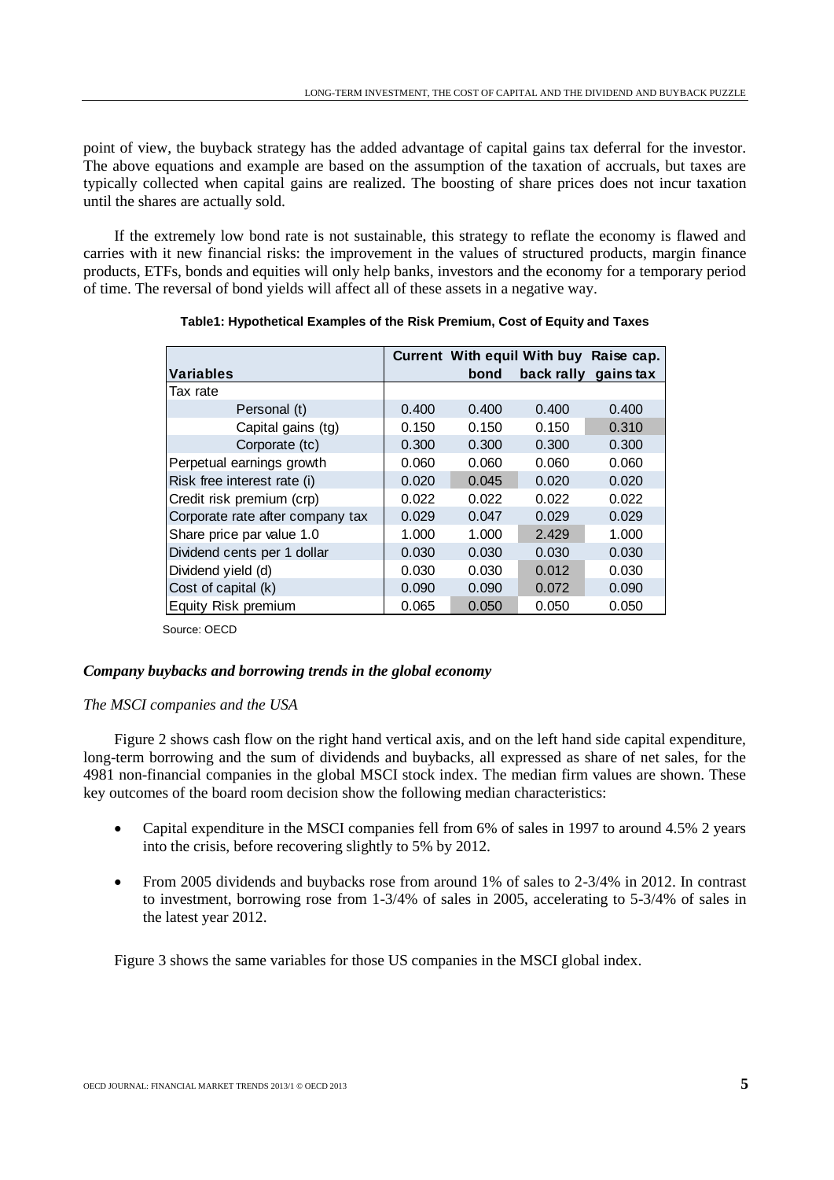point of view, the buyback strategy has the added advantage of capital gains tax deferral for the investor. The above equations and example are based on the assumption of the taxation of accruals, but taxes are typically collected when capital gains are realized. The boosting of share prices does not incur taxation until the shares are actually sold.

If the extremely low bond rate is not sustainable, this strategy to reflate the economy is flawed and carries with it new financial risks: the improvement in the values of structured products, margin finance products, ETFs, bonds and equities will only help banks, investors and the economy for a temporary period of time. The reversal of bond yields will affect all of these assets in a negative way.

**Table1: Hypothetical Examples of the Risk Premium, Cost of Equity and Taxes**

| Variables | Current | With equil bond | With buy back rally | Raise cap. gains tax |
|---|---|---|---|---|
| Tax rate | | | | |
| Personal (t) | 0.400 | 0.400 | 0.400 | 0.400 |
| Capital gains (tg) | 0.150 | 0.150 | 0.150 | 0.310 |
| Corporate (tc) | 0.300 | 0.300 | 0.300 | 0.300 |
| Perpetual earnings growth | 0.060 | 0.060 | 0.060 | 0.060 |
| Risk free interest rate (i) | 0.020 | 0.045 | 0.020 | 0.020 |
| Credit risk premium (crp) | 0.022 | 0.022 | 0.022 | 0.022 |
| Corporate rate after company tax | 0.029 | 0.047 | 0.029 | 0.029 |
| Share price par value 1.0 | 1.000 | 1.000 | 2.429 | 1.000 |
| Dividend cents per 1 dollar | 0.030 | 0.030 | 0.030 | 0.030 |
| Dividend yield (d) | 0.030 | 0.030 | 0.012 | 0.030 |
| Cost of capital (k) | 0.090 | 0.090 | 0.072 | 0.090 |
| Equity Risk premium | 0.065 | 0.050 | 0.050 | 0.050 |

Source: OECD

### *Company buybacks and borrowing trends in the global economy*

*The MSCI companies and the USA*

Figure 2 shows cash flow on the right hand vertical axis, and on the left hand side capital expenditure, long-term borrowing and the sum of dividends and buybacks, all expressed as share of net sales, for the 4981 non-financial companies in the global MSCI stock index. The median firm values are shown. These key outcomes of the board room decision show the following median characteristics:

- Capital expenditure in the MSCI companies fell from 6% of sales in 1997 to around 4.5% 2 years into the crisis, before recovering slightly to 5% by 2012.
- From 2005 dividends and buybacks rose from around 1% of sales to 2-3/4% in 2012. In contrast to investment, borrowing rose from 1-3/4% of sales in 2005, accelerating to 5-3/4% of sales in the latest year 2012.

Figure 3 shows the same variables for those US companies in the MSCI global index.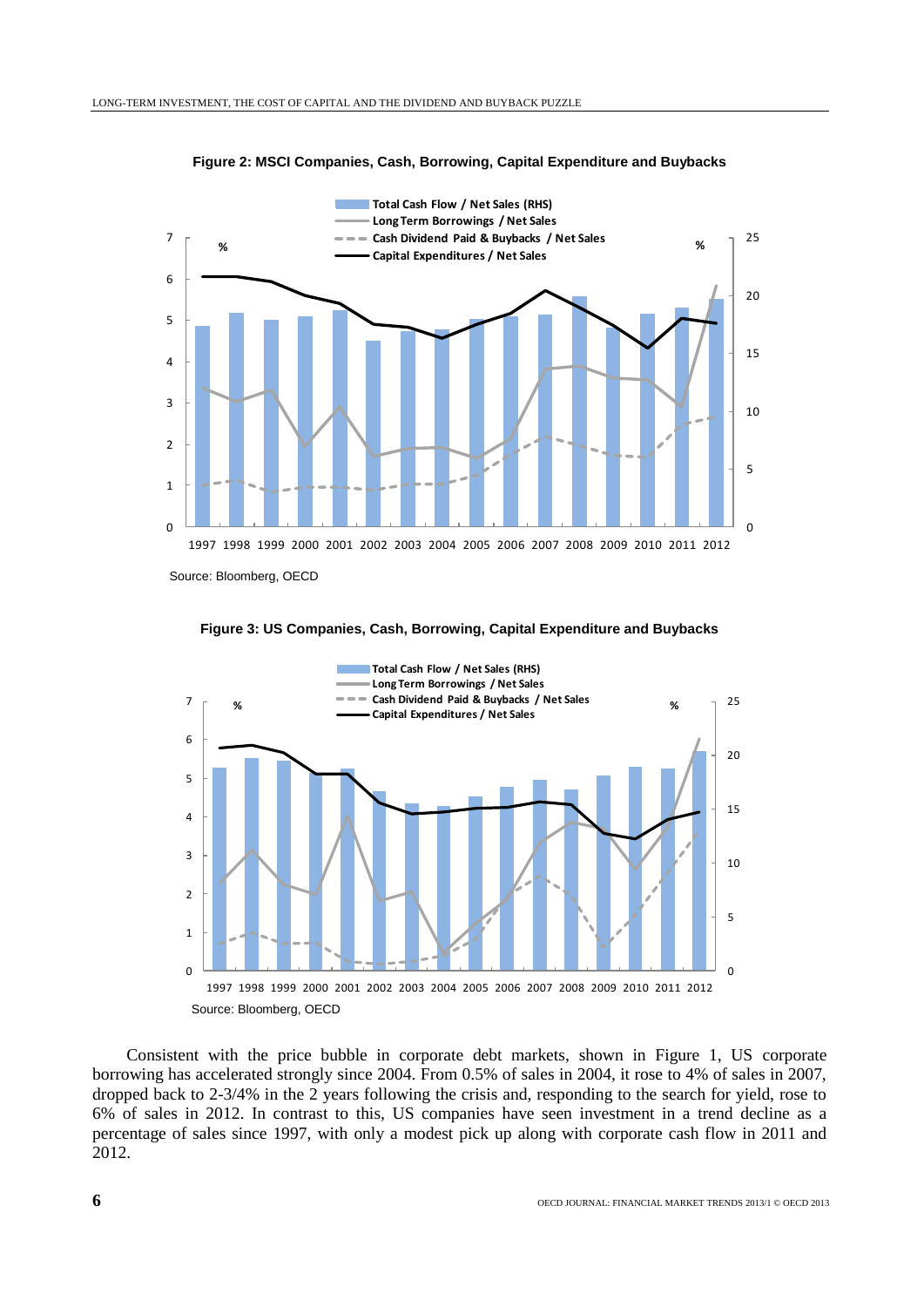**Figure 2: MSCI Companies, Cash, Borrowing, Capital Expenditure and Buybacks**

Source: Bloomberg, OECD

**Figure 3: US Companies, Cash, Borrowing, Capital Expenditure and Buybacks**

Source: Bloomberg, OECD

Consistent with the price bubble in corporate debt markets, shown in Figure 1, US corporate borrowing has accelerated strongly since 2004. From 0.5% of sales in 2004, it rose to 4% of sales in 2007, dropped back to 2-3/4% in the 2 years following the crisis and, responding to the search for yield, rose to 6% of sales in 2012. In contrast to this, US companies have seen investment in a trend decline as a percentage of sales since 1997, with only a modest pick up along with corporate cash flow in 2011 and 2012.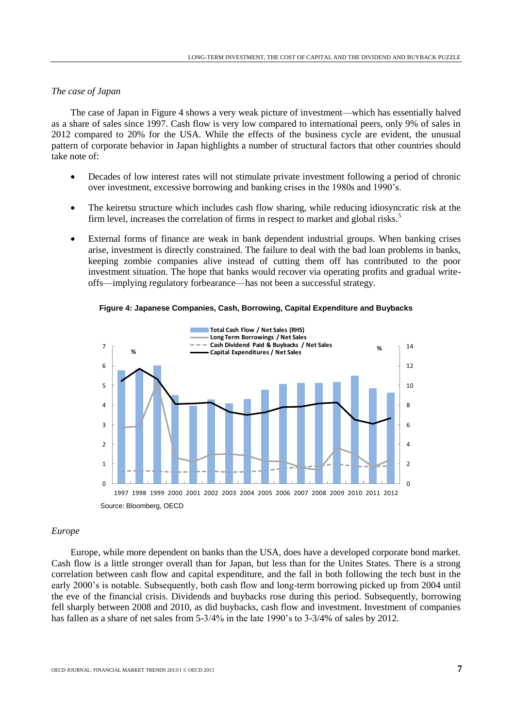*The case of Japan*

The case of Japan in Figure 4 shows a very weak picture of investment—which has essentially halved as a share of sales since 1997. Cash flow is very low compared to international peers, only 9% of sales in 2012 compared to 20% for the USA. While the effects of the business cycle are evident, the unusual pattern of corporate behavior in Japan highlights a number of structural factors that other countries should take note of:

- Decades of low interest rates will not stimulate private investment following a period of chronic over investment, excessive borrowing and banking crises in the 1980s and 1990's.
- The keiretsu structure which includes cash flow sharing, while reducing idiosyncratic risk at the firm level, increases the correlation of firms in respect to market and global risks.[5]
- External forms of finance are weak in bank dependent industrial groups. When banking crises arise, investment is directly constrained. The failure to deal with the bad loan problems in banks, keeping zombie companies alive instead of cutting them off has contributed to the poor investment situation. The hope that banks would recover via operating profits and gradual write-offs—implying regulatory forbearance—has not been a successful strategy.

**Figure 4: Japanese Companies, Cash, Borrowing, Capital Expenditure and Buybacks**

Source: Bloomberg, OECD

*Europe*

Europe, while more dependent on banks than the USA, does have a developed corporate bond market. Cash flow is a little stronger overall than for Japan, but less than for the Unites States. There is a strong correlation between cash flow and capital expenditure, and the fall in both following the tech bust in the early 2000's is notable. Subsequently, both cash flow and long-term borrowing picked up from 2004 until the eve of the financial crisis. Dividends and buybacks rose during this period. Subsequently, borrowing fell sharply between 2008 and 2010, as did buybacks, cash flow and investment. Investment of companies has fallen as a share of net sales from 5-3/4% in the late 1990's to 3-3/4% of sales by 2012.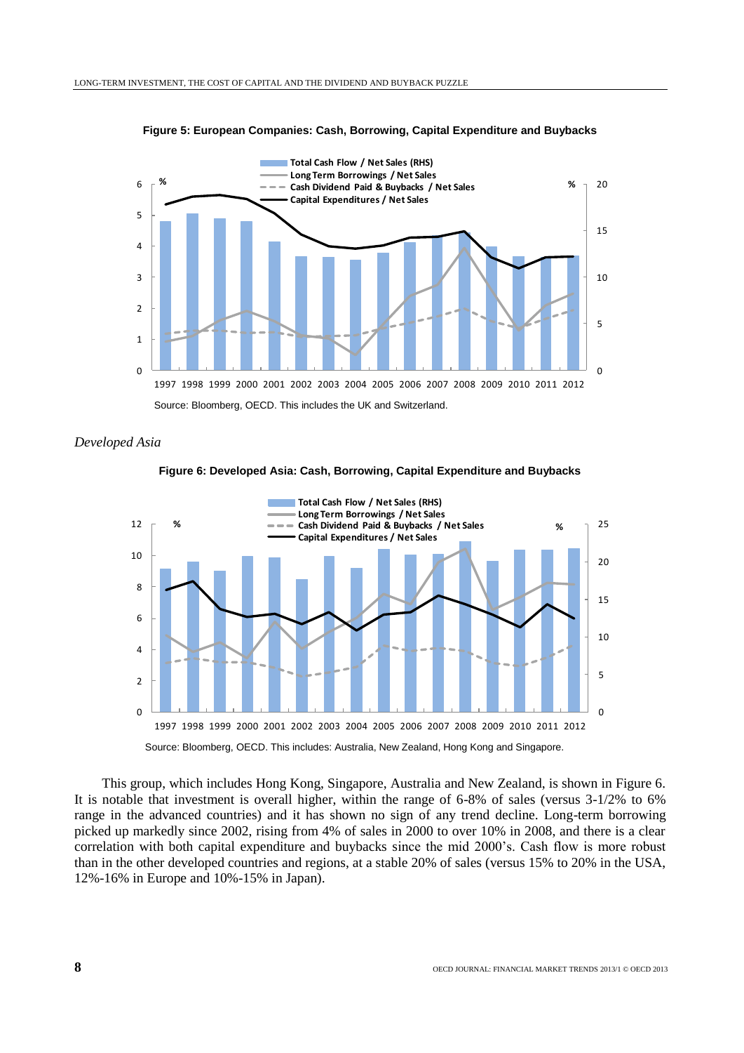**Figure 5: European Companies: Cash, Borrowing, Capital Expenditure and Buybacks**

Source: Bloomberg, OECD. This includes the UK and Switzerland.

*Developed Asia*

**Figure 6: Developed Asia: Cash, Borrowing, Capital Expenditure and Buybacks**

Source: Bloomberg, OECD. This includes: Australia, New Zealand, Hong Kong and Singapore.

This group, which includes Hong Kong, Singapore, Australia and New Zealand, is shown in Figure 6. It is notable that investment is overall higher, within the range of 6-8% of sales (versus 3-1/2% to 6% range in the advanced countries) and it has shown no sign of any trend decline. Long-term borrowing picked up markedly since 2002, rising from 4% of sales in 2000 to over 10% in 2008, and there is a clear correlation with both capital expenditure and buybacks since the mid 2000's. Cash flow is more robust than in the other developed countries and regions, at a stable 20% of sales (versus 15% to 20% in the USA, 12%-16% in Europe and 10%-15% in Japan).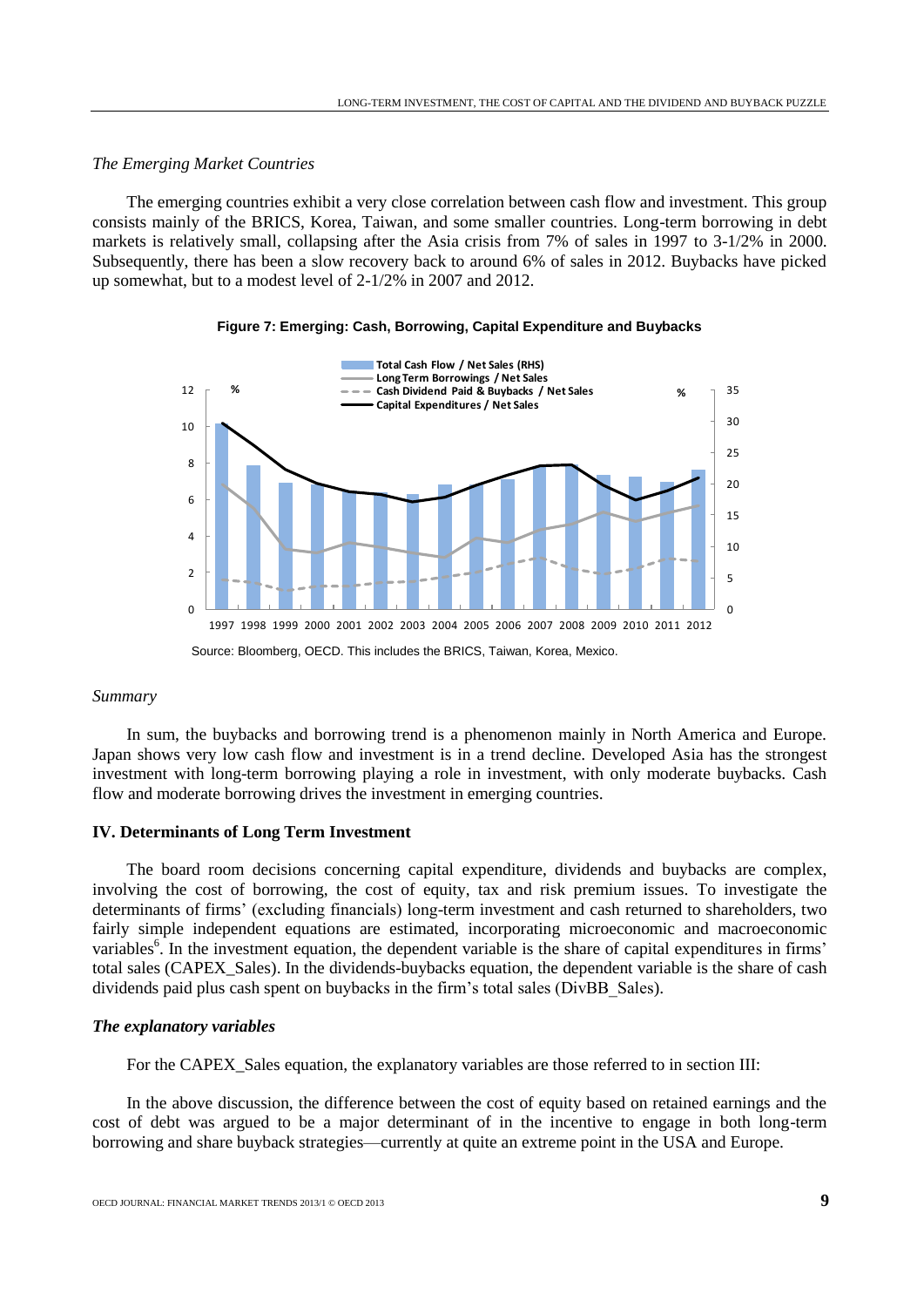*The Emerging Market Countries*

The emerging countries exhibit a very close correlation between cash flow and investment. This group consists mainly of the BRICS, Korea, Taiwan, and some smaller countries. Long-term borrowing in debt markets is relatively small, collapsing after the Asia crisis from 7% of sales in 1997 to 3-1/2% in 2000. Subsequently, there has been a slow recovery back to around 6% of sales in 2012. Buybacks have picked up somewhat, but to a modest level of 2-1/2% in 2007 and 2012.

**Figure 7: Emerging: Cash, Borrowing, Capital Expenditure and Buybacks**

Source: Bloomberg, OECD. This includes the BRICS, Taiwan, Korea, Mexico.

*Summary*

In sum, the buybacks and borrowing trend is a phenomenon mainly in North America and Europe. Japan shows very low cash flow and investment is in a trend decline. Developed Asia has the strongest investment with long-term borrowing playing a role in investment, with only moderate buybacks. Cash flow and moderate borrowing drives the investment in emerging countries.

### IV. Determinants of Long Term Investment

The board room decisions concerning capital expenditure, dividends and buybacks are complex, involving the cost of borrowing, the cost of equity, tax and risk premium issues. To investigate the determinants of firms' (excluding financials) long-term investment and cash returned to shareholders, two fairly simple independent equations are estimated, incorporating microeconomic and macroeconomic variables[6]. In the investment equation, the dependent variable is the share of capital expenditures in firms' total sales (CAPEX_Sales). In the dividends-buybacks equation, the dependent variable is the share of cash dividends paid plus cash spent on buybacks in the firm's total sales (DivBB_Sales).

#### *The explanatory variables*

For the CAPEX_Sales equation, the explanatory variables are those referred to in section III:

In the above discussion, the difference between the cost of equity based on retained earnings and the cost of debt was argued to be a major determinant of in the incentive to engage in both long-term borrowing and share buyback strategies—currently at quite an extreme point in the USA and Europe.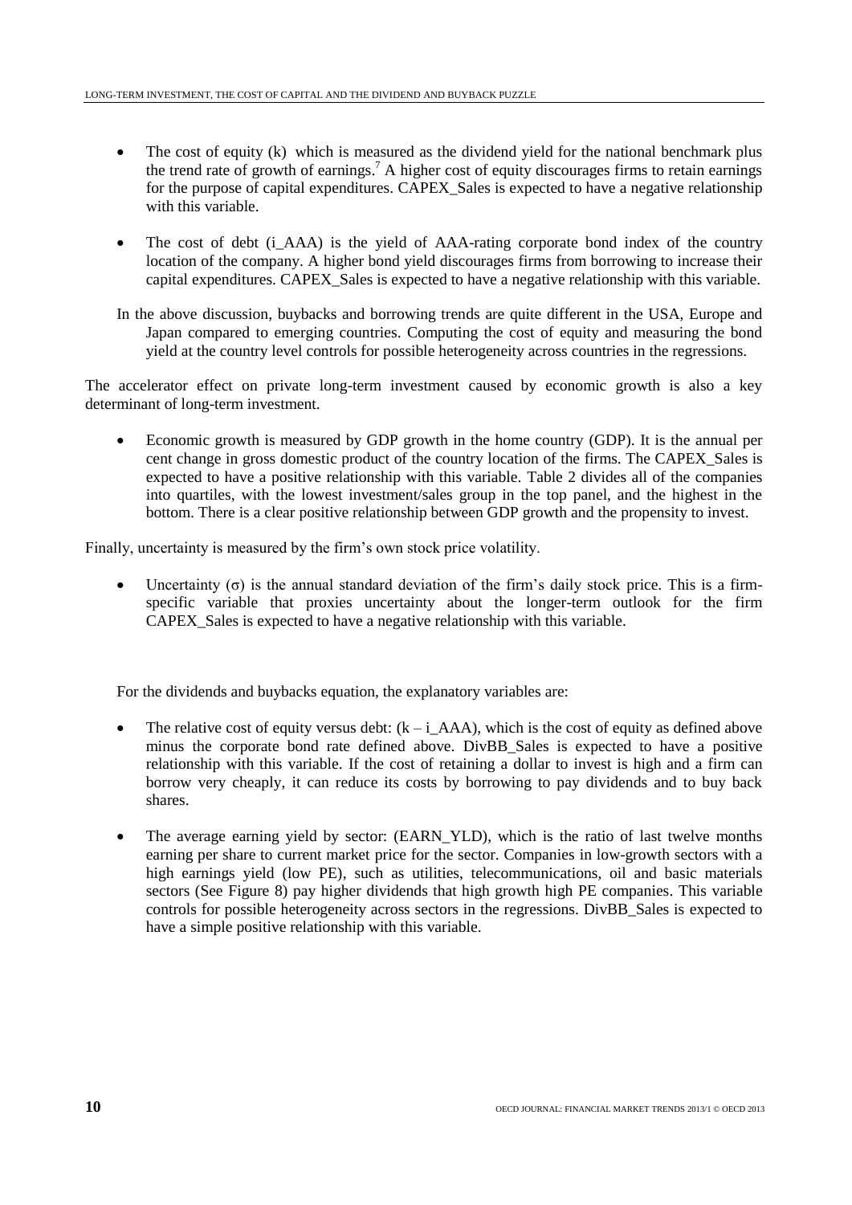- The cost of equity (k) which is measured as the dividend yield for the national benchmark plus the trend rate of growth of earnings.[7] A higher cost of equity discourages firms to retain earnings for the purpose of capital expenditures. CAPEX_Sales is expected to have a negative relationship with this variable.

- The cost of debt (i_AAA) is the yield of AAA-rating corporate bond index of the country location of the company. A higher bond yield discourages firms from borrowing to increase their capital expenditures. CAPEX_Sales is expected to have a negative relationship with this variable.

In the above discussion, buybacks and borrowing trends are quite different in the USA, Europe and Japan compared to emerging countries. Computing the cost of equity and measuring the bond yield at the country level controls for possible heterogeneity across countries in the regressions.

The accelerator effect on private long-term investment caused by economic growth is also a key determinant of long-term investment.

- Economic growth is measured by GDP growth in the home country (GDP). It is the annual per cent change in gross domestic product of the country location of the firms. The CAPEX_Sales is expected to have a positive relationship with this variable. Table 2 divides all of the companies into quartiles, with the lowest investment/sales group in the top panel, and the highest in the bottom. There is a clear positive relationship between GDP growth and the propensity to invest.

Finally, uncertainty is measured by the firm's own stock price volatility.

- Uncertainty ($\sigma$) is the annual standard deviation of the firm's daily stock price. This is a firm-specific variable that proxies uncertainty about the longer-term outlook for the firm CAPEX_Sales is expected to have a negative relationship with this variable.

For the dividends and buybacks equation, the explanatory variables are:

- The relative cost of equity versus debt: (k – i_AAA), which is the cost of equity as defined above minus the corporate bond rate defined above. DivBB_Sales is expected to have a positive relationship with this variable. If the cost of retaining a dollar to invest is high and a firm can borrow very cheaply, it can reduce its costs by borrowing to pay dividends and to buy back shares.

- The average earning yield by sector: (EARN_YLD), which is the ratio of last twelve months earning per share to current market price for the sector. Companies in low-growth sectors with a high earnings yield (low PE), such as utilities, telecommunications, oil and basic materials sectors (See Figure 8) pay higher dividends that high growth high PE companies. This variable controls for possible heterogeneity across sectors in the regressions. DivBB_Sales is expected to have a simple positive relationship with this variable.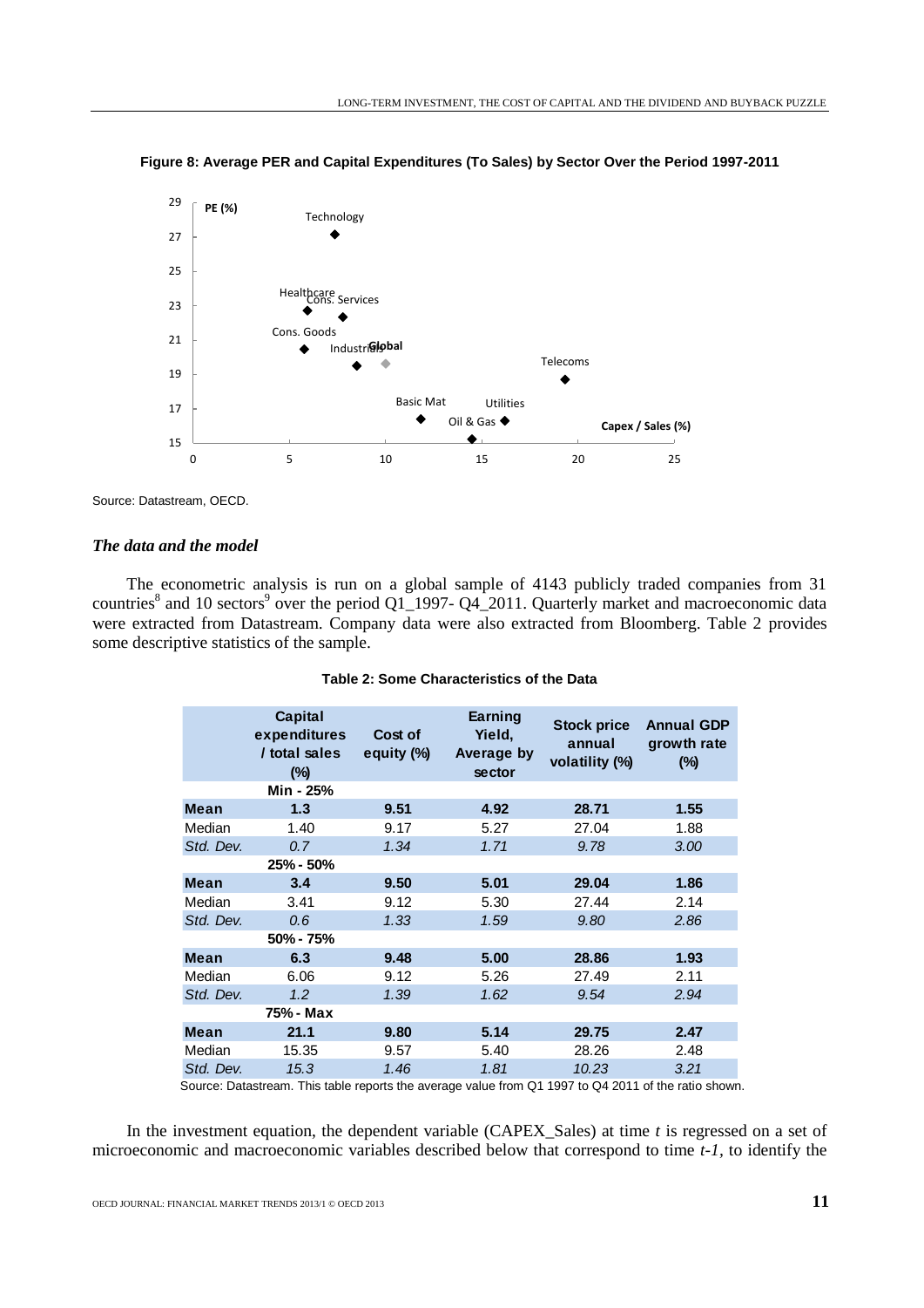**Figure 8: Average PER and Capital Expenditures (To Sales) by Sector Over the Period 1997-2011**

Source: Datastream, OECD.

### *The data and the model*

The econometric analysis is run on a global sample of 4143 publicly traded companies from 31 countries[8] and 10 sectors[9] over the period Q1_1997- Q4_2011. Quarterly market and macroeconomic data were extracted from Datastream. Company data were also extracted from Bloomberg. Table 2 provides some descriptive statistics of the sample.

**Table 2: Some Characteristics of the Data**

| | Capital expenditures / total sales (%) | Cost of equity (%) | Earning Yield, Average by sector | Stock price annual volatility (%) | Annual GDP growth rate (%) |
|---|---|---|---|---|---|
| | **Min - 25%** | | | | |
| **Mean** | **1.3** | **9.51** | **4.92** | **28.71** | **1.55** |
| Median | 1.40 | 9.17 | 5.27 | 27.04 | 1.88 |
| *Std. Dev.* | *0.7* | *1.34* | *1.71* | *9.78* | *3.00* |
| | **25% - 50%** | | | | |
| **Mean** | **3.4** | **9.50** | **5.01** | **29.04** | **1.86** |
| Median | 3.41 | 9.12 | 5.30 | 27.44 | 2.14 |
| *Std. Dev.* | *0.6* | *1.33* | *1.59* | *9.80* | *2.86* |
| | **50% - 75%** | | | | |
| **Mean** | **6.3** | **9.48** | **5.00** | **28.86** | **1.93** |
| Median | 6.06 | 9.12 | 5.26 | 27.49 | 2.11 |
| *Std. Dev.* | *1.2* | *1.39* | *1.62* | *9.54* | *2.94* |
| | **75% - Max** | | | | |
| **Mean** | **21.1** | **9.80** | **5.14** | **29.75** | **2.47** |
| Median | 15.35 | 9.57 | 5.40 | 28.26 | 2.48 |
| *Std. Dev.* | *15.3* | *1.46* | *1.81* | *10.23* | *3.21* |

Source: Datastream. This table reports the average value from Q1 1997 to Q4 2011 of the ratio shown.

In the investment equation, the dependent variable (CAPEX_Sales) at time *t* is regressed on a set of microeconomic and macroeconomic variables described below that correspond to time *t-1*, to identify the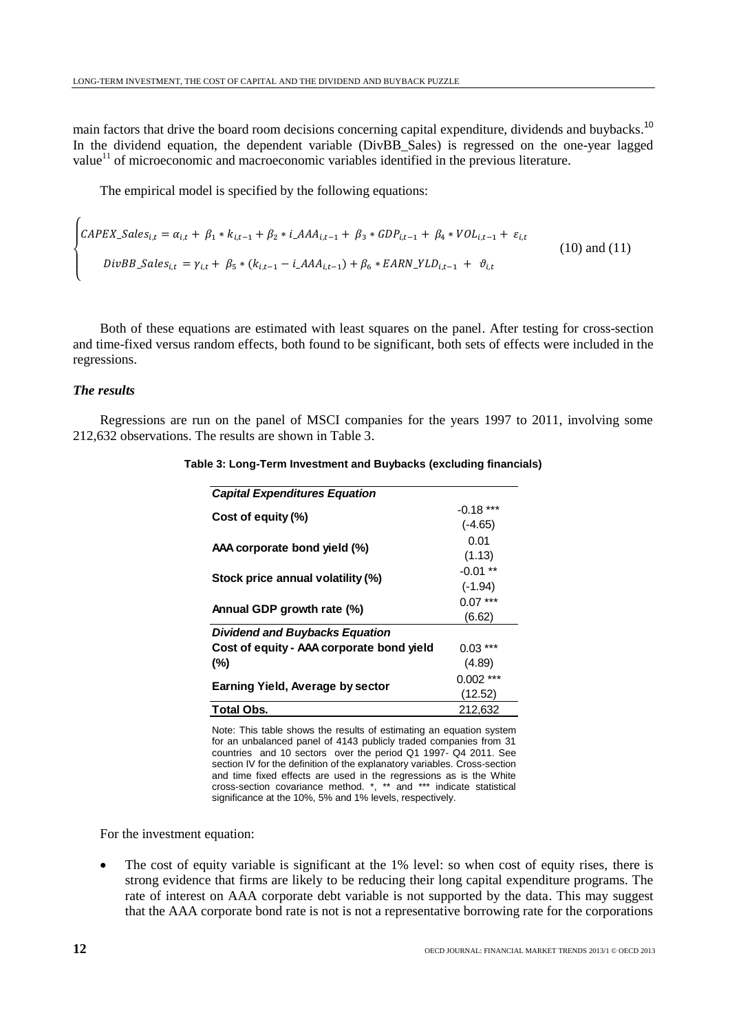main factors that drive the board room decisions concerning capital expenditure, dividends and buybacks.[10] In the dividend equation, the dependent variable (DivBB_Sales) is regressed on the one-year lagged value[11] of microeconomic and macroeconomic variables identified in the previous literature.

The empirical model is specified by the following equations:

$$\begin{cases} CAPEX\_Sales_{i,t} = \alpha_{i,t} + \beta_1 * k_{i,t-1} + \beta_2 * i\_AAA_{i,t-1} + \beta_3 * GDP_{i,t-1} + \beta_4 * VOL_{i,t-1} + \varepsilon_{i,t} \\ DivBB\_Sales_{i,t} = \gamma_{i,t} + \beta_5 * (k_{i,t-1} - i\_AAA_{i,t-1}) + \beta_6 * EARN\_YLD_{i,t-1} + \vartheta_{i,t} \end{cases} \quad \text{(10) and (11)}$$

Both of these equations are estimated with least squares on the panel. After testing for cross-section and time-fixed versus random effects, both found to be significant, both sets of effects were included in the regressions.

### *The results*

Regressions are run on the panel of MSCI companies for the years 1997 to 2011, involving some 212,632 observations. The results are shown in Table 3.

**Table 3: Long-Term Investment and Buybacks (excluding financials)**

| | |
|---|---|
| ***Capital Expenditures Equation*** | |
| **Cost of equity (%)** | -0.18 *** |
| | (-4.65) |
| **AAA corporate bond yield (%)** | 0.01 |
| | (1.13) |
| **Stock price annual volatility (%)** | -0.01 ** |
| | (-1.94) |
| **Annual GDP growth rate (%)** | 0.07 *** |
| | (6.62) |
| ***Dividend and Buybacks Equation*** | |
| **Cost of equity - AAA corporate bond yield (%)** | 0.03 *** |
| | (4.89) |
| **Earning Yield, Average by sector** | 0.002 *** |
| | (12.52) |
| **Total Obs.** | 212,632 |

Note: This table shows the results of estimating an equation system for an unbalanced panel of 4143 publicly traded companies from 31 countries and 10 sectors over the period Q1 1997- Q4 2011. See section IV for the definition of the explanatory variables. Cross-section and time fixed effects are used in the regressions as is the White cross-section covariance method. *, ** and *** indicate statistical significance at the 10%, 5% and 1% levels, respectively.

For the investment equation:

- The cost of equity variable is significant at the 1% level: so when cost of equity rises, there is strong evidence that firms are likely to be reducing their long capital expenditure programs. The rate of interest on AAA corporate debt variable is not supported by the data. This may suggest that the AAA corporate bond rate is not is not a representative borrowing rate for the corporations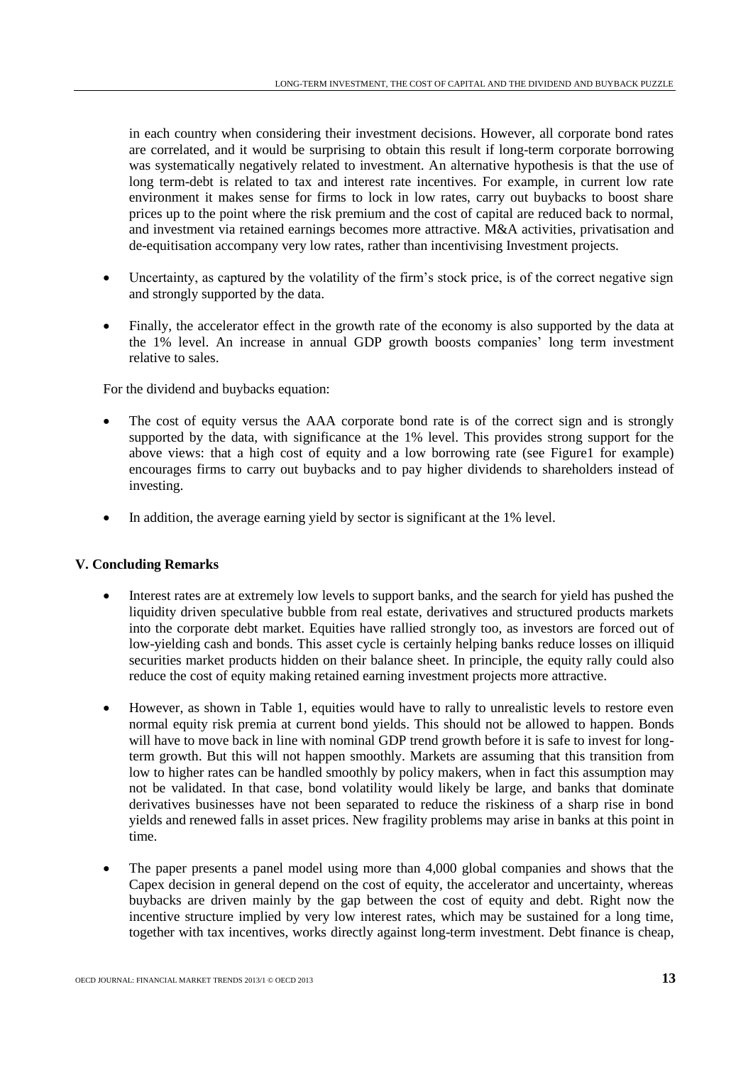in each country when considering their investment decisions. However, all corporate bond rates are correlated, and it would be surprising to obtain this result if long-term corporate borrowing was systematically negatively related to investment. An alternative hypothesis is that the use of long term-debt is related to tax and interest rate incentives. For example, in current low rate environment it makes sense for firms to lock in low rates, carry out buybacks to boost share prices up to the point where the risk premium and the cost of capital are reduced back to normal, and investment via retained earnings becomes more attractive. M&A activities, privatisation and de-equitisation accompany very low rates, rather than incentivising Investment projects.

- Uncertainty, as captured by the volatility of the firm's stock price, is of the correct negative sign and strongly supported by the data.
- Finally, the accelerator effect in the growth rate of the economy is also supported by the data at the 1% level. An increase in annual GDP growth boosts companies' long term investment relative to sales.

For the dividend and buybacks equation:

- The cost of equity versus the AAA corporate bond rate is of the correct sign and is strongly supported by the data, with significance at the 1% level. This provides strong support for the above views: that a high cost of equity and a low borrowing rate (see Figure1 for example) encourages firms to carry out buybacks and to pay higher dividends to shareholders instead of investing.
- In addition, the average earning yield by sector is significant at the 1% level.

## V. Concluding Remarks

- Interest rates are at extremely low levels to support banks, and the search for yield has pushed the liquidity driven speculative bubble from real estate, derivatives and structured products markets into the corporate debt market. Equities have rallied strongly too, as investors are forced out of low-yielding cash and bonds. This asset cycle is certainly helping banks reduce losses on illiquid securities market products hidden on their balance sheet. In principle, the equity rally could also reduce the cost of equity making retained earning investment projects more attractive.
- However, as shown in Table 1, equities would have to rally to unrealistic levels to restore even normal equity risk premia at current bond yields. This should not be allowed to happen. Bonds will have to move back in line with nominal GDP trend growth before it is safe to invest for long-term growth. But this will not happen smoothly. Markets are assuming that this transition from low to higher rates can be handled smoothly by policy makers, when in fact this assumption may not be validated. In that case, bond volatility would likely be large, and banks that dominate derivatives businesses have not been separated to reduce the riskiness of a sharp rise in bond yields and renewed falls in asset prices. New fragility problems may arise in banks at this point in time.
- The paper presents a panel model using more than 4,000 global companies and shows that the Capex decision in general depend on the cost of equity, the accelerator and uncertainty, whereas buybacks are driven mainly by the gap between the cost of equity and debt. Right now the incentive structure implied by very low interest rates, which may be sustained for a long time, together with tax incentives, works directly against long-term investment. Debt finance is cheap,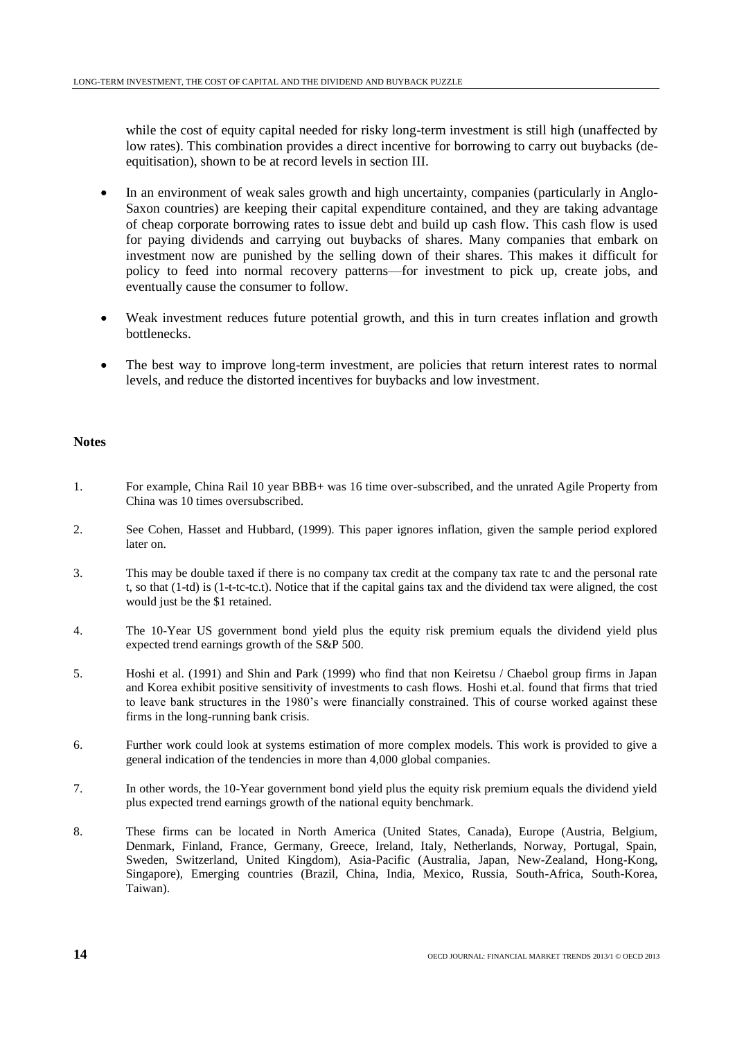while the cost of equity capital needed for risky long-term investment is still high (unaffected by low rates). This combination provides a direct incentive for borrowing to carry out buybacks (de-equitisation), shown to be at record levels in section III.

- In an environment of weak sales growth and high uncertainty, companies (particularly in Anglo-Saxon countries) are keeping their capital expenditure contained, and they are taking advantage of cheap corporate borrowing rates to issue debt and build up cash flow. This cash flow is used for paying dividends and carrying out buybacks of shares. Many companies that embark on investment now are punished by the selling down of their shares. This makes it difficult for policy to feed into normal recovery patterns—for investment to pick up, create jobs, and eventually cause the consumer to follow.

- Weak investment reduces future potential growth, and this in turn creates inflation and growth bottlenecks.

- The best way to improve long-term investment, are policies that return interest rates to normal levels, and reduce the distorted incentives for buybacks and low investment.

## Notes

1. For example, China Rail 10 year BBB+ was 16 time over-subscribed, and the unrated Agile Property from China was 10 times oversubscribed.

2. See Cohen, Hasset and Hubbard, (1999). This paper ignores inflation, given the sample period explored later on.

3. This may be double taxed if there is no company tax credit at the company tax rate tc and the personal rate t, so that (1-td) is (1-t-tc-tc.t). Notice that if the capital gains tax and the dividend tax were aligned, the cost would just be the $1 retained.

4. The 10-Year US government bond yield plus the equity risk premium equals the dividend yield plus expected trend earnings growth of the S&P 500.

5. Hoshi et al. (1991) and Shin and Park (1999) who find that non Keiretsu / Chaebol group firms in Japan and Korea exhibit positive sensitivity of investments to cash flows. Hoshi et.al. found that firms that tried to leave bank structures in the 1980's were financially constrained. This of course worked against these firms in the long-running bank crisis.

6. Further work could look at systems estimation of more complex models. This work is provided to give a general indication of the tendencies in more than 4,000 global companies.

7. In other words, the 10-Year government bond yield plus the equity risk premium equals the dividend yield plus expected trend earnings growth of the national equity benchmark.

8. These firms can be located in North America (United States, Canada), Europe (Austria, Belgium, Denmark, Finland, France, Germany, Greece, Ireland, Italy, Netherlands, Norway, Portugal, Spain, Sweden, Switzerland, United Kingdom), Asia-Pacific (Australia, Japan, New-Zealand, Hong-Kong, Singapore), Emerging countries (Brazil, China, India, Mexico, Russia, South-Africa, South-Korea, Taiwan).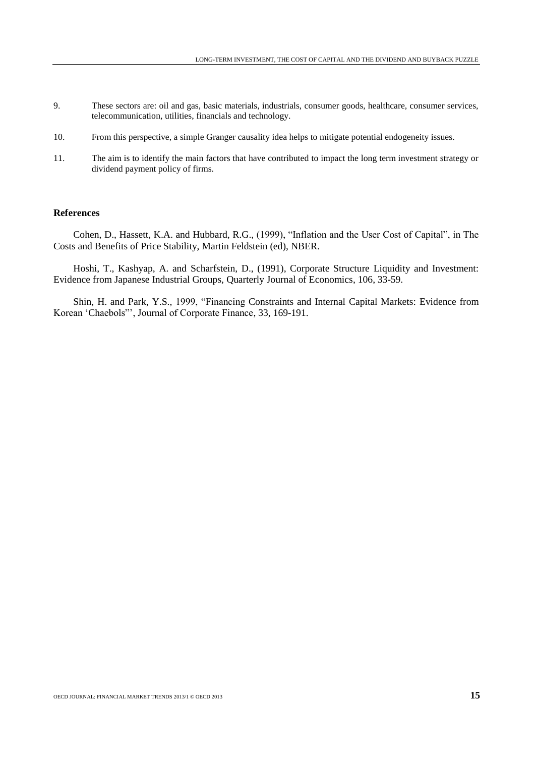9. These sectors are: oil and gas, basic materials, industrials, consumer goods, healthcare, consumer services, telecommunication, utilities, financials and technology.

10. From this perspective, a simple Granger causality idea helps to mitigate potential endogeneity issues.

11. The aim is to identify the main factors that have contributed to impact the long term investment strategy or dividend payment policy of firms.

## References

Cohen, D., Hassett, K.A. and Hubbard, R.G., (1999), "Inflation and the User Cost of Capital", in The Costs and Benefits of Price Stability, Martin Feldstein (ed), NBER.

Hoshi, T., Kashyap, A. and Scharfstein, D., (1991), Corporate Structure Liquidity and Investment: Evidence from Japanese Industrial Groups, Quarterly Journal of Economics, 106, 33-59.

Shin, H. and Park, Y.S., 1999, "Financing Constraints and Internal Capital Markets: Evidence from Korean 'Chaebols"', Journal of Corporate Finance, 33, 169-191.